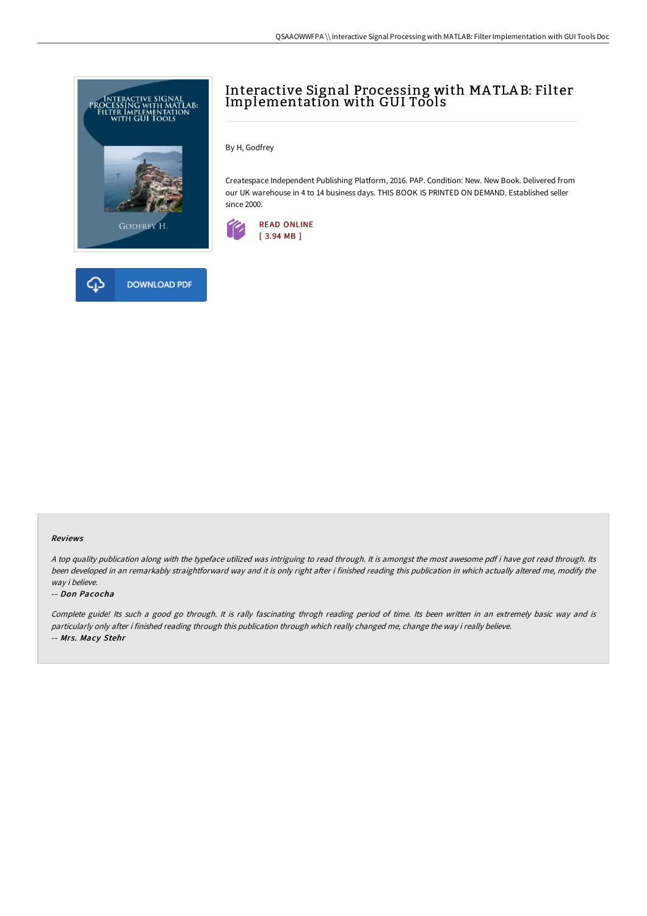# Interactive Signal Processing with MATLAB: Filter Implementation with GUI Tools

By H, Godfrey

Createspace Independent Publishing Platform, 2016. PAP. Condition: New. New Book. Delivered from our UK warehouse in 4 to 14 business days. THIS BOOK IS PRINTED ON DEMAND. Established seller since 2000.

READ ONLINE
[ 3.94 MB ]

DOWNLOAD PDF

### Reviews

*A top quality publication along with the typeface utilized was intriguing to read through. It is amongst the most awesome pdf i have got read through. Its been developed in an remarkably straightforward way and it is only right after i finished reading this publication in which actually altered me, modify the way i believe.*

-- ***Don Pacocha***

*Complete guide! Its such a good go through. It is rally fascinating throgh reading period of time. Its been written in an extremely basic way and is particularly only after i finished reading through this publication through which really changed me, change the way i really believe.*

-- ***Mrs. Macy Stehr***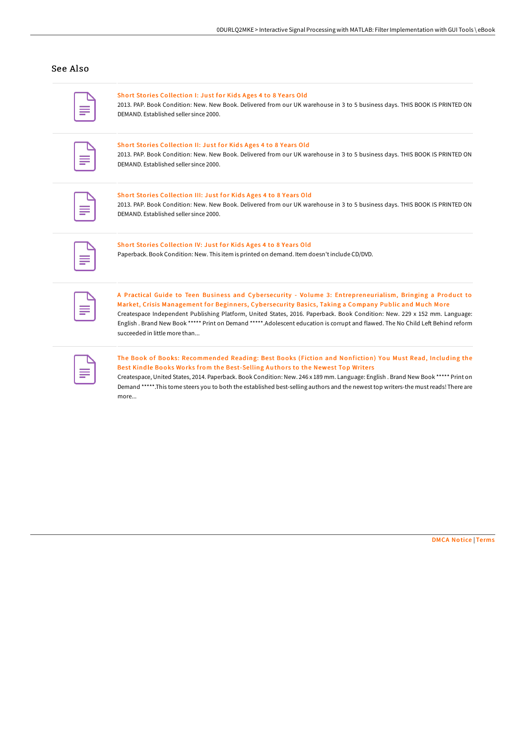## See Also

**Short Stories Collection I: Just for Kids Ages 4 to 8 Years Old**

2013. PAP. Book Condition: New. New Book. Delivered from our UK warehouse in 3 to 5 business days. THIS BOOK IS PRINTED ON DEMAND. Established seller since 2000.

**Short Stories Collection II: Just for Kids Ages 4 to 8 Years Old**

2013. PAP. Book Condition: New. New Book. Delivered from our UK warehouse in 3 to 5 business days. THIS BOOK IS PRINTED ON DEMAND. Established seller since 2000.

**Short Stories Collection III: Just for Kids Ages 4 to 8 Years Old**

2013. PAP. Book Condition: New. New Book. Delivered from our UK warehouse in 3 to 5 business days. THIS BOOK IS PRINTED ON DEMAND. Established seller since 2000.

**Short Stories Collection IV: Just for Kids Ages 4 to 8 Years Old**

Paperback. Book Condition: New. This item is printed on demand. Item doesn't include CD/DVD.

**A Practical Guide to Teen Business and Cybersecurity - Volume 3: Entrepreneurialism, Bringing a Product to Market, Crisis Management for Beginners, Cybersecurity Basics, Taking a Company Public and Much More**

Createspace Independent Publishing Platform, United States, 2016. Paperback. Book Condition: New. 229 x 152 mm. Language: English . Brand New Book ***** Print on Demand *****.Adolescent education is corrupt and flawed. The No Child Left Behind reform succeeded in little more than...

**The Book of Books: Recommended Reading: Best Books (Fiction and Nonfiction) You Must Read, Including the Best Kindle Books Works from the Best-Selling Authors to the Newest Top Writers**

Createspace, United States, 2014. Paperback. Book Condition: New. 246 x 189 mm. Language: English . Brand New Book ***** Print on Demand *****.This tome steers you to both the established best-selling authors and the newest top writers-the must reads! There are more...

DMCA Notice | Terms